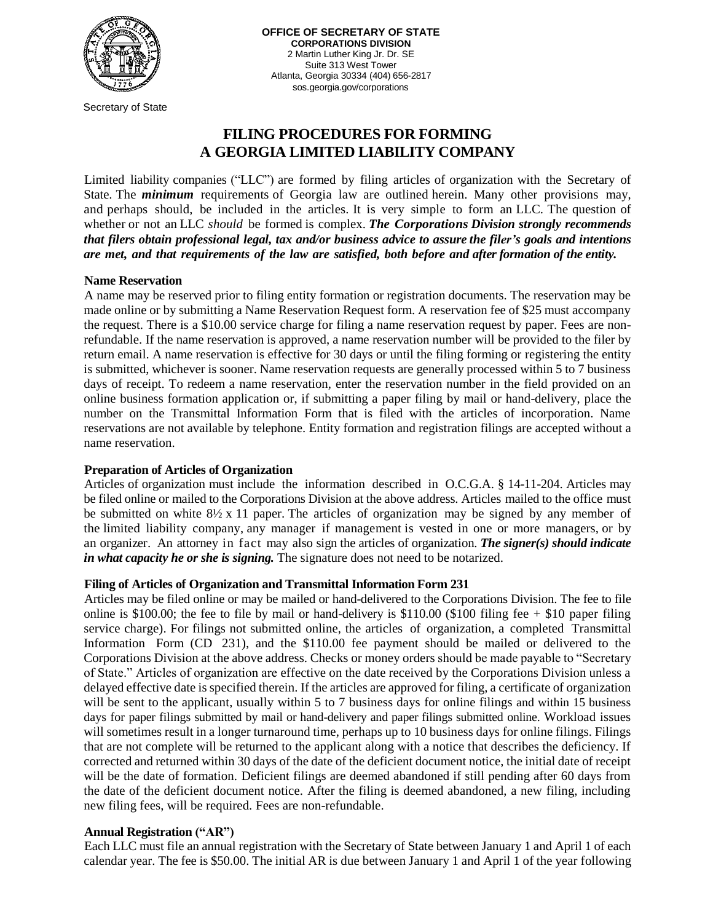**OFFICE OF SECRETARY OF STATE**
**CORPORATIONS DIVISION**
2 Martin Luther King Jr. Dr. SE
Suite 313 West Tower
Atlanta, Georgia 30334 (404) 656-2817
sos.georgia.gov/corporations

Secretary of State

# FILING PROCEDURES FOR FORMING A GEORGIA LIMITED LIABILITY COMPANY

Limited liability companies ("LLC") are formed by filing articles of organization with the Secretary of State. The ***minimum*** requirements of Georgia law are outlined herein. Many other provisions may, and perhaps should, be included in the articles. It is very simple to form an LLC. The question of whether or not an LLC *should* be formed is complex. ***The Corporations Division strongly recommends that filers obtain professional legal, tax and/or business advice to assure the filer's goals and intentions are met, and that requirements of the law are satisfied, both before and after formation of the entity.***

### Name Reservation

A name may be reserved prior to filing entity formation or registration documents. The reservation may be made online or by submitting a Name Reservation Request form. A reservation fee of $25 must accompany the request. There is a $10.00 service charge for filing a name reservation request by paper. Fees are non-refundable. If the name reservation is approved, a name reservation number will be provided to the filer by return email. A name reservation is effective for 30 days or until the filing forming or registering the entity is submitted, whichever is sooner. Name reservation requests are generally processed within 5 to 7 business days of receipt. To redeem a name reservation, enter the reservation number in the field provided on an online business formation application or, if submitting a paper filing by mail or hand-delivery, place the number on the Transmittal Information Form that is filed with the articles of incorporation. Name reservations are not available by telephone. Entity formation and registration filings are accepted without a name reservation.

### Preparation of Articles of Organization

Articles of organization must include the information described in O.C.G.A. § 14-11-204. Articles may be filed online or mailed to the Corporations Division at the above address. Articles mailed to the office must be submitted on white 8½ x 11 paper. The articles of organization may be signed by any member of the limited liability company, any manager if management is vested in one or more managers, or by an organizer. An attorney in fact may also sign the articles of organization. ***The signer(s) should indicate in what capacity he or she is signing.*** The signature does not need to be notarized.

### Filing of Articles of Organization and Transmittal Information Form 231

Articles may be filed online or may be mailed or hand-delivered to the Corporations Division. The fee to file online is $100.00; the fee to file by mail or hand-delivery is $110.00 ($100 filing fee + $10 paper filing service charge). For filings not submitted online, the articles of organization, a completed Transmittal Information Form (CD 231), and the $110.00 fee payment should be mailed or delivered to the Corporations Division at the above address. Checks or money orders should be made payable to "Secretary of State." Articles of organization are effective on the date received by the Corporations Division unless a delayed effective date is specified therein. If the articles are approved for filing, a certificate of organization will be sent to the applicant, usually within 5 to 7 business days for online filings and within 15 business days for paper filings submitted by mail or hand-delivery and paper filings submitted online. Workload issues will sometimes result in a longer turnaround time, perhaps up to 10 business days for online filings. Filings that are not complete will be returned to the applicant along with a notice that describes the deficiency. If corrected and returned within 30 days of the date of the deficient document notice, the initial date of receipt will be the date of formation. Deficient filings are deemed abandoned if still pending after 60 days from the date of the deficient document notice. After the filing is deemed abandoned, a new filing, including new filing fees, will be required. Fees are non-refundable.

### Annual Registration ("AR")

Each LLC must file an annual registration with the Secretary of State between January 1 and April 1 of each calendar year. The fee is $50.00. The initial AR is due between January 1 and April 1 of the year following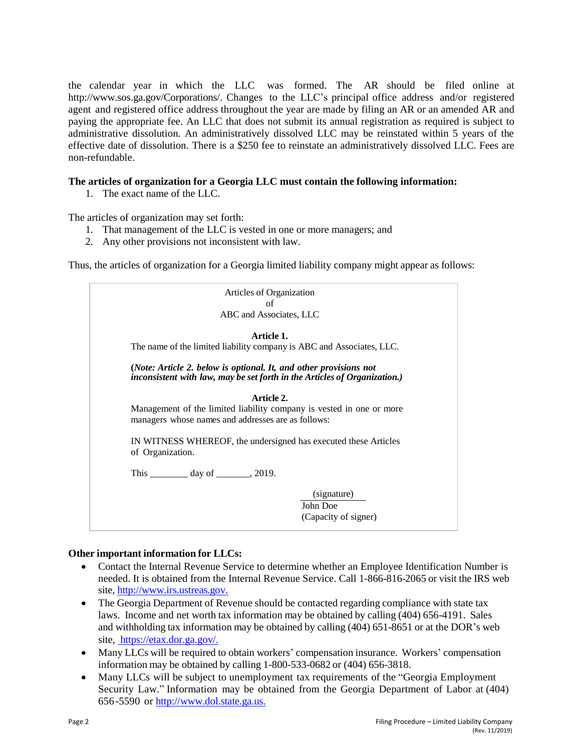the calendar year in which the LLC was formed. The AR should be filed online at http://www.sos.ga.gov/Corporations/. Changes to the LLC's principal office address and/or registered agent and registered office address throughout the year are made by filing an AR or an amended AR and paying the appropriate fee. An LLC that does not submit its annual registration as required is subject to administrative dissolution. An administratively dissolved LLC may be reinstated within 5 years of the effective date of dissolution. There is a $250 fee to reinstate an administratively dissolved LLC. Fees are non-refundable.

**The articles of organization for a Georgia LLC must contain the following information:**

1. The exact name of the LLC.

The articles of organization may set forth:

1. That management of the LLC is vested in one or more managers; and
2. Any other provisions not inconsistent with law.

Thus, the articles of organization for a Georgia limited liability company might appear as follows:

> Articles of Organization
> of
> ABC and Associates, LLC
>
> **Article 1.**
>
> The name of the limited liability company is ABC and Associates, LLC.
>
> **(*Note: Article 2. below is optional. It, and other provisions not inconsistent with law, may be set forth in the Articles of Organization.*)**
>
> **Article 2.**
>
> Management of the limited liability company is vested in one or more managers whose names and addresses are as follows:
>
> IN WITNESS WHEREOF, the undersigned has executed these Articles of Organization.
>
> This ________ day of _______, 2019.
>
> (signature)
> John Doe
> (Capacity of signer)

**Other important information for LLCs:**

- Contact the Internal Revenue Service to determine whether an Employee Identification Number is needed. It is obtained from the Internal Revenue Service. Call 1-866-816-2065 or visit the IRS web site, http://www.irs.ustreas.gov.
- The Georgia Department of Revenue should be contacted regarding compliance with state tax laws. Income and net worth tax information may be obtained by calling (404) 656-4191. Sales and withholding tax information may be obtained by calling (404) 651-8651 or at the DOR's web site, https://etax.dor.ga.gov/.
- Many LLCs will be required to obtain workers' compensation insurance. Workers' compensation information may be obtained by calling 1-800-533-0682 or (404) 656-3818.
- Many LLCs will be subject to unemployment tax requirements of the "Georgia Employment Security Law." Information may be obtained from the Georgia Department of Labor at (404) 656-5590 or http://www.dol.state.ga.us.